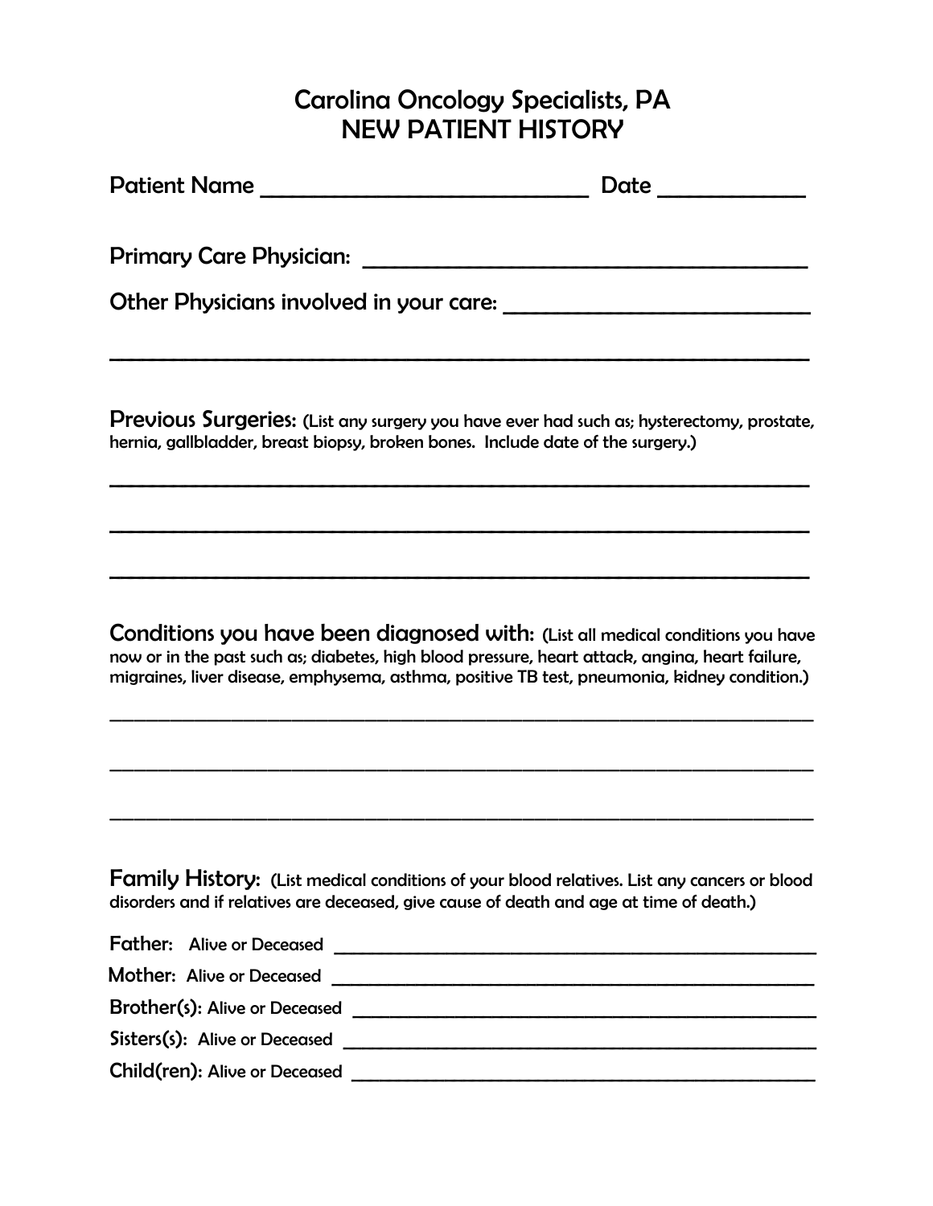# Carolina Oncology Specialists, PA
# NEW PATIENT HISTORY

Patient Name ______________________________ Date _____________

Primary Care Physician: ________________________________________

Other Physicians involved in your care: ___________________________

____________________________________________________________________

**Previous Surgeries:** (List any surgery you have ever had such as; hysterectomy, prostate, hernia, gallbladder, breast biopsy, broken bones. Include date of the surgery.)

____________________________________________________________________

____________________________________________________________________

____________________________________________________________________

**Conditions you have been diagnosed with:** (List all medical conditions you have now or in the past such as; diabetes, high blood pressure, heart attack, angina, heart failure, migraines, liver disease, emphysema, asthma, positive TB test, pneumonia, kidney condition.)

____________________________________________________________________

____________________________________________________________________

____________________________________________________________________

**Family History:** (List medical conditions of your blood relatives. List any cancers or blood disorders and if relatives are deceased, give cause of death and age at time of death.)

**Father:** Alive or Deceased ____________________________________________

**Mother:** Alive or Deceased ____________________________________________

**Brother(s):** Alive or Deceased __________________________________________

**Sisters(s):** Alive or Deceased __________________________________________

**Child(ren):** Alive or Deceased __________________________________________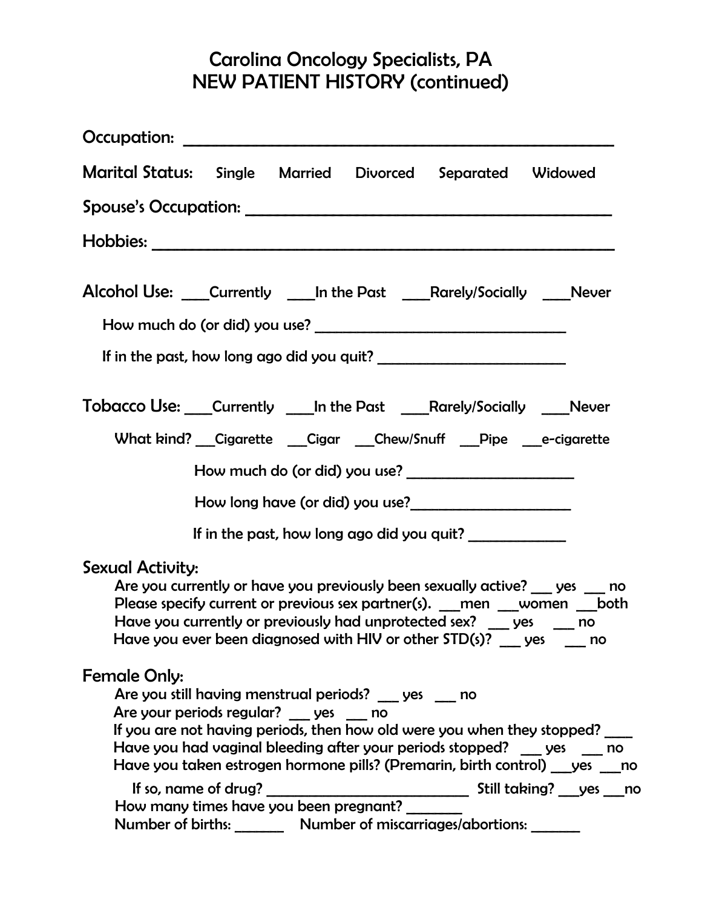# Carolina Oncology Specialists, PA
# NEW PATIENT HISTORY (continued)

Occupation: ____________________________________________________

Marital Status: Single Married Divorced Separated Widowed

Spouse's Occupation: ____________________________________________

Hobbies: ______________________________________________________

Alcohol Use: ____Currently ____In the Past ____Rarely/Socially ____Never

How much do (or did) you use? _________________________________

If in the past, how long ago did you quit? ________________________

Tobacco Use: ____Currently ____In the Past ____Rarely/Socially ____Never

What kind? ___Cigarette ___Cigar ___Chew/Snuff ___Pipe ___e-cigarette

How much do (or did) you use? ______________________

How long have (or did) you use?_____________________

If in the past, how long ago did you quit? _____________

Sexual Activity:

Are you currently or have you previously been sexually active? ___ yes ___ no

Please specify current or previous sex partner(s). ___men ___women ___both

Have you currently or previously had unprotected sex? ___ yes ___ no

Have you ever been diagnosed with HIV or other STD(s)? ___ yes ___ no

Female Only:

Are you still having menstrual periods? ___ yes ___ no

Are your periods regular? ___ yes ___ no

If you are not having periods, then how old were you when they stopped? ____

Have you had vaginal bleeding after your periods stopped? ___ yes ___ no

Have you taken estrogen hormone pills? (Premarin, birth control) ___yes ___no

If so, name of drug? ___________________________ Still taking? ___yes ___no

How many times have you been pregnant? ________

Number of births: _______ Number of miscarriages/abortions: _______